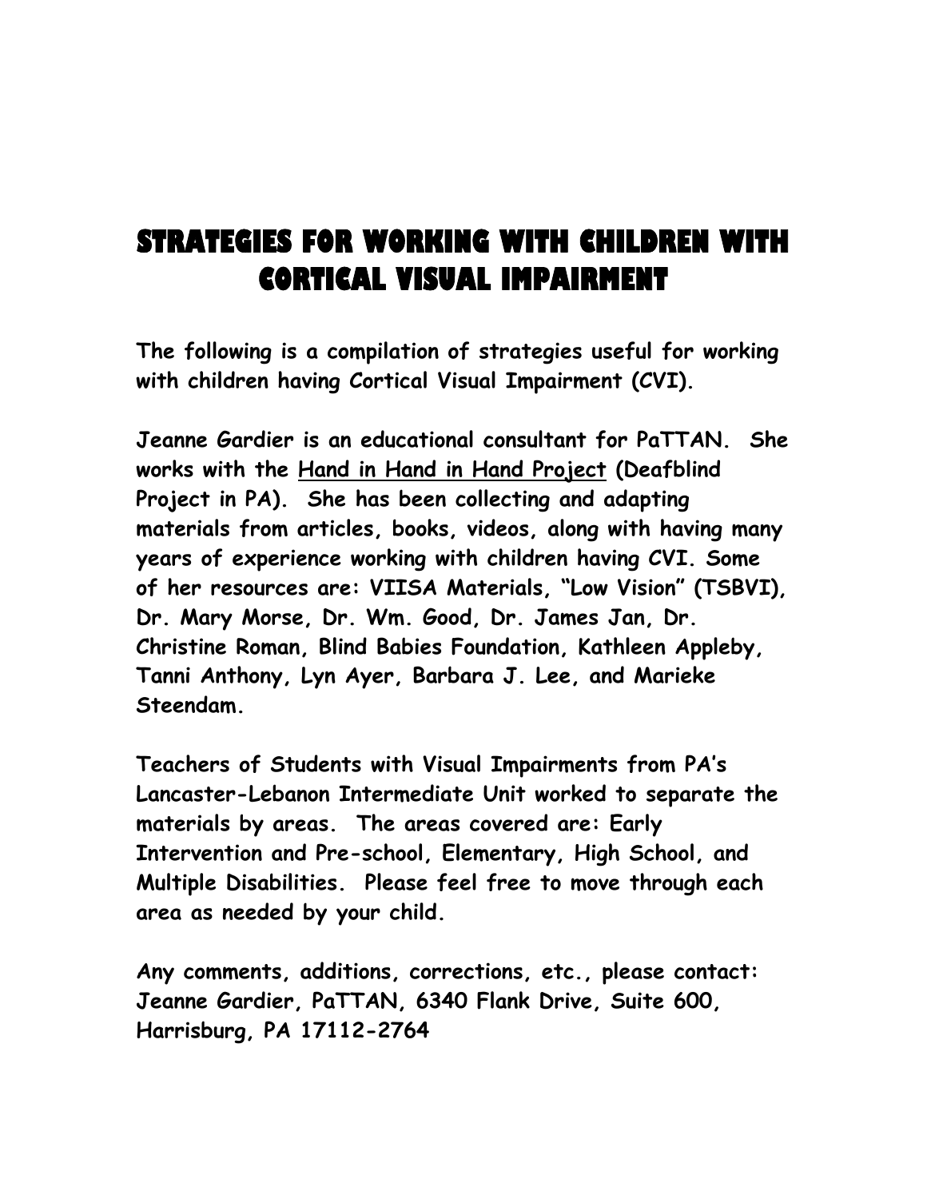# STRATEGIES FOR WORKING WITH CHILDREN WITH CORTICAL VISUAL IMPAIRMENT

**The following is a compilation of strategies useful for working with children having Cortical Visual Impairment (CVI).**

**Jeanne Gardier is an educational consultant for PaTTAN. She works with the Hand in Hand in Hand Project (Deafblind Project in PA). She has been collecting and adapting materials from articles, books, videos, along with having many years of experience working with children having CVI. Some of her resources are: VIISA Materials, "Low Vision" (TSBVI), Dr. Mary Morse, Dr. Wm. Good, Dr. James Jan, Dr. Christine Roman, Blind Babies Foundation, Kathleen Appleby, Tanni Anthony, Lyn Ayer, Barbara J. Lee, and Marieke Steendam.**

**Teachers of Students with Visual Impairments from PA's Lancaster-Lebanon Intermediate Unit worked to separate the materials by areas. The areas covered are: Early Intervention and Pre-school, Elementary, High School, and Multiple Disabilities. Please feel free to move through each area as needed by your child.**

**Any comments, additions, corrections, etc., please contact: Jeanne Gardier, PaTTAN, 6340 Flank Drive, Suite 600, Harrisburg, PA 17112-2764**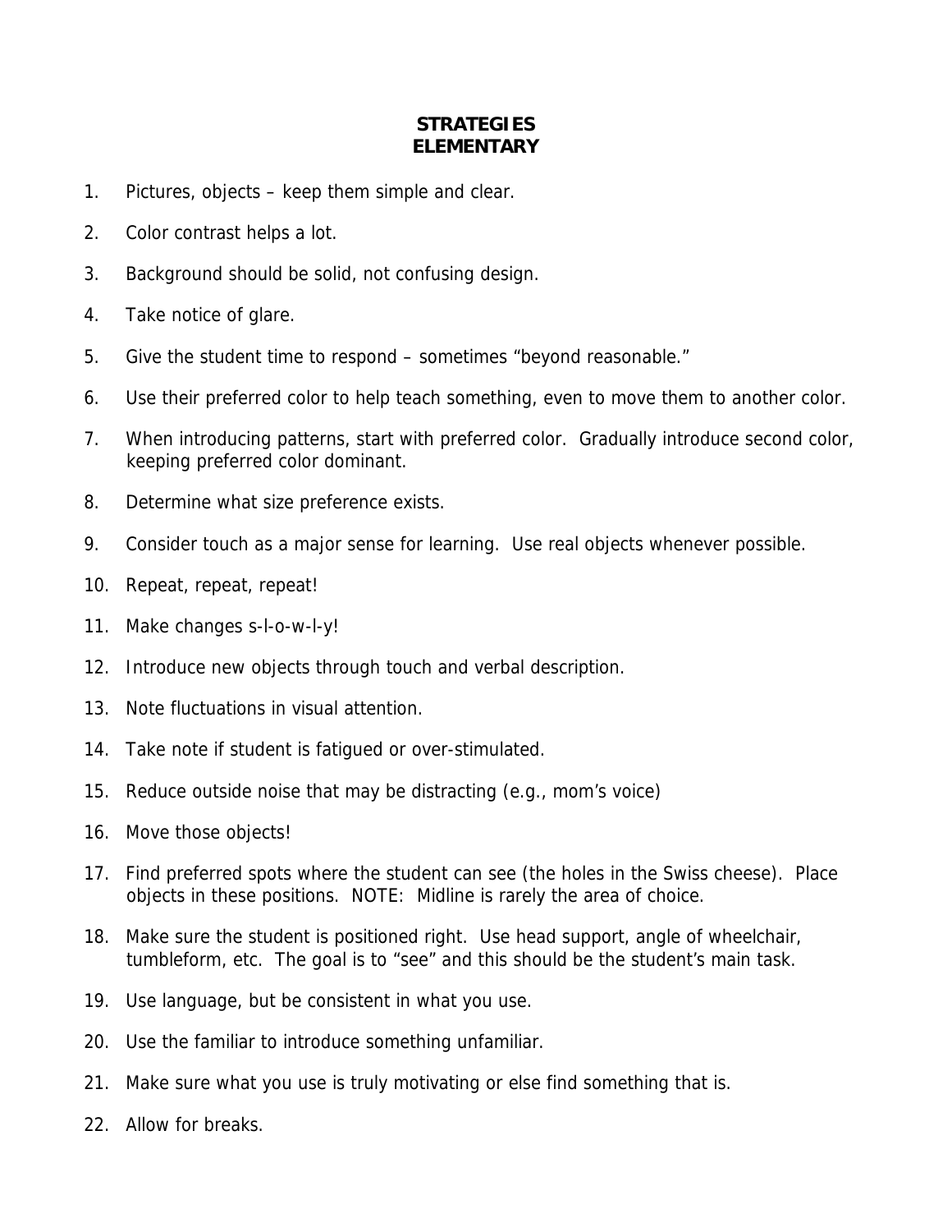# STRATEGIES
# ELEMENTARY

1. Pictures, objects – keep them simple and clear.
2. Color contrast helps a lot.
3. Background should be solid, not confusing design.
4. Take notice of glare.
5. Give the student time to respond – sometimes "beyond reasonable."
6. Use their preferred color to help teach something, even to move them to another color.
7. When introducing patterns, start with preferred color. Gradually introduce second color, keeping preferred color dominant.
8. Determine what size preference exists.
9. Consider touch as a major sense for learning. Use real objects whenever possible.
10. Repeat, repeat, repeat!
11. Make changes s-l-o-w-l-y!
12. Introduce new objects through touch and verbal description.
13. Note fluctuations in visual attention.
14. Take note if student is fatigued or over-stimulated.
15. Reduce outside noise that may be distracting (e.g., mom's voice)
16. Move those objects!
17. Find preferred spots where the student can see (the holes in the Swiss cheese). Place objects in these positions. NOTE: Midline is rarely the area of choice.
18. Make sure the student is positioned right. Use head support, angle of wheelchair, tumbleform, etc. The goal is to "see" and this should be the student's main task.
19. Use language, but be consistent in what you use.
20. Use the familiar to introduce something unfamiliar.
21. Make sure what you use is truly motivating or else find something that is.
22. Allow for breaks.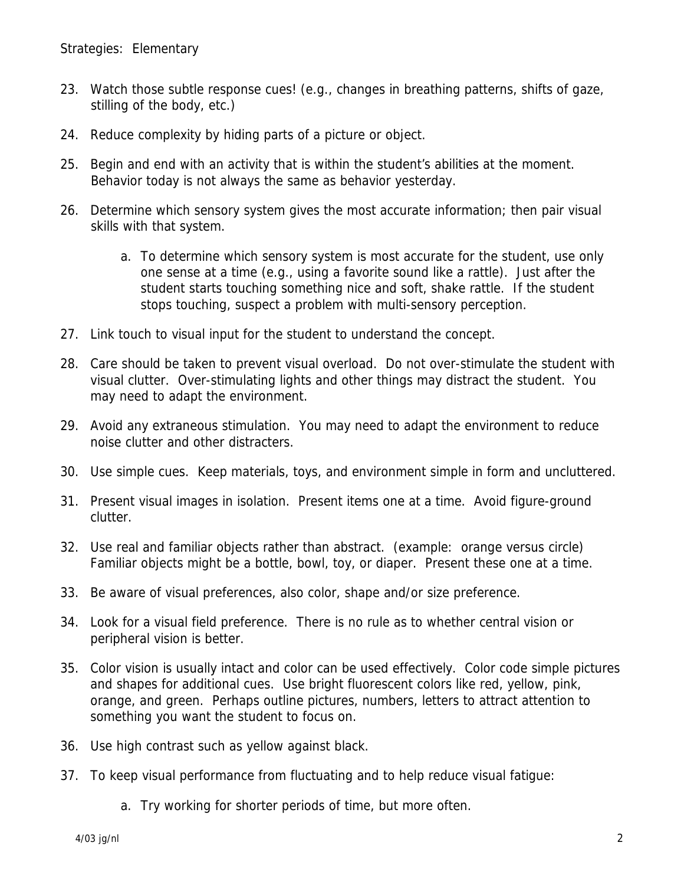Strategies: Elementary

23. Watch those subtle response cues! (e.g., changes in breathing patterns, shifts of gaze, stilling of the body, etc.)

24. Reduce complexity by hiding parts of a picture or object.

25. Begin and end with an activity that is within the student's abilities at the moment. Behavior today is not always the same as behavior yesterday.

26. Determine which sensory system gives the most accurate information; then pair visual skills with that system.

    a. To determine which sensory system is most accurate for the student, use only one sense at a time (e.g., using a favorite sound like a rattle). Just after the student starts touching something nice and soft, shake rattle. If the student stops touching, suspect a problem with multi-sensory perception.

27. Link touch to visual input for the student to understand the concept.

28. Care should be taken to prevent visual overload. Do not over-stimulate the student with visual clutter. Over-stimulating lights and other things may distract the student. You may need to adapt the environment.

29. Avoid any extraneous stimulation. You may need to adapt the environment to reduce noise clutter and other distracters.

30. Use simple cues. Keep materials, toys, and environment simple in form and uncluttered.

31. Present visual images in isolation. Present items one at a time. Avoid figure-ground clutter.

32. Use real and familiar objects rather than abstract. (example: orange versus circle) Familiar objects might be a bottle, bowl, toy, or diaper. Present these one at a time.

33. Be aware of visual preferences, also color, shape and/or size preference.

34. Look for a visual field preference. There is no rule as to whether central vision or peripheral vision is better.

35. Color vision is usually intact and color can be used effectively. Color code simple pictures and shapes for additional cues. Use bright fluorescent colors like red, yellow, pink, orange, and green. Perhaps outline pictures, numbers, letters to attract attention to something you want the student to focus on.

36. Use high contrast such as yellow against black.

37. To keep visual performance from fluctuating and to help reduce visual fatigue:

    a. Try working for shorter periods of time, but more often.

4/03 jg/nl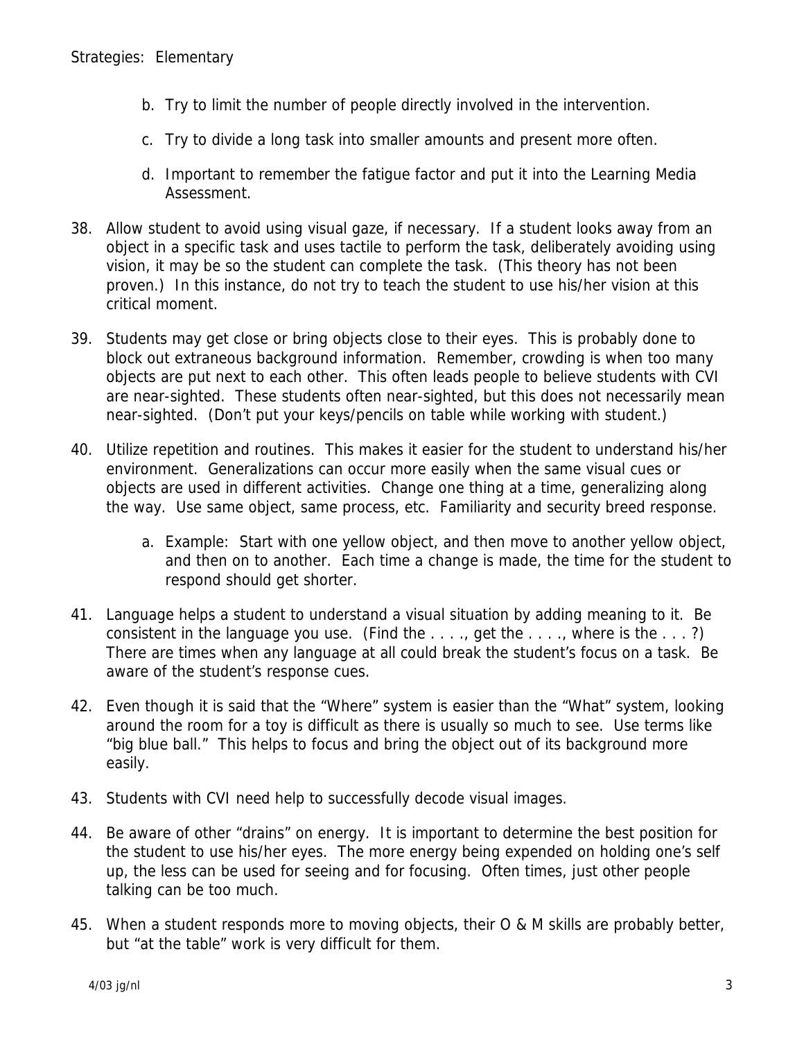b. Try to limit the number of people directly involved in the intervention.

c. Try to divide a long task into smaller amounts and present more often.

d. Important to remember the fatigue factor and put it into the Learning Media Assessment.

38. Allow student to avoid using visual gaze, if necessary. If a student looks away from an object in a specific task and uses tactile to perform the task, deliberately avoiding using vision, it may be so the student can complete the task. (This theory has not been proven.) In this instance, do not try to teach the student to use his/her vision at this critical moment.

39. Students may get close or bring objects close to their eyes. This is probably done to block out extraneous background information. Remember, crowding is when too many objects are put next to each other. This often leads people to believe students with CVI are near-sighted. These students often near-sighted, but this does not necessarily mean near-sighted. (Don't put your keys/pencils on table while working with student.)

40. Utilize repetition and routines. This makes it easier for the student to understand his/her environment. Generalizations can occur more easily when the same visual cues or objects are used in different activities. Change one thing at a time, generalizing along the way. Use same object, same process, etc. Familiarity and security breed response.

    a. Example: Start with one yellow object, and then move to another yellow object, and then on to another. Each time a change is made, the time for the student to respond should get shorter.

41. Language helps a student to understand a visual situation by adding meaning to it. Be consistent in the language you use. (Find the . . . ., get the . . . ., where is the . . . ?) There are times when any language at all could break the student's focus on a task. Be aware of the student's response cues.

42. Even though it is said that the "Where" system is easier than the "What" system, looking around the room for a toy is difficult as there is usually so much to see. Use terms like "big blue ball." This helps to focus and bring the object out of its background more easily.

43. Students with CVI need help to successfully decode visual images.

44. Be aware of other "drains" on energy. It is important to determine the best position for the student to use his/her eyes. The more energy being expended on holding one's self up, the less can be used for seeing and for focusing. Often times, just other people talking can be too much.

45. When a student responds more to moving objects, their O & M skills are probably better, but "at the table" work is very difficult for them.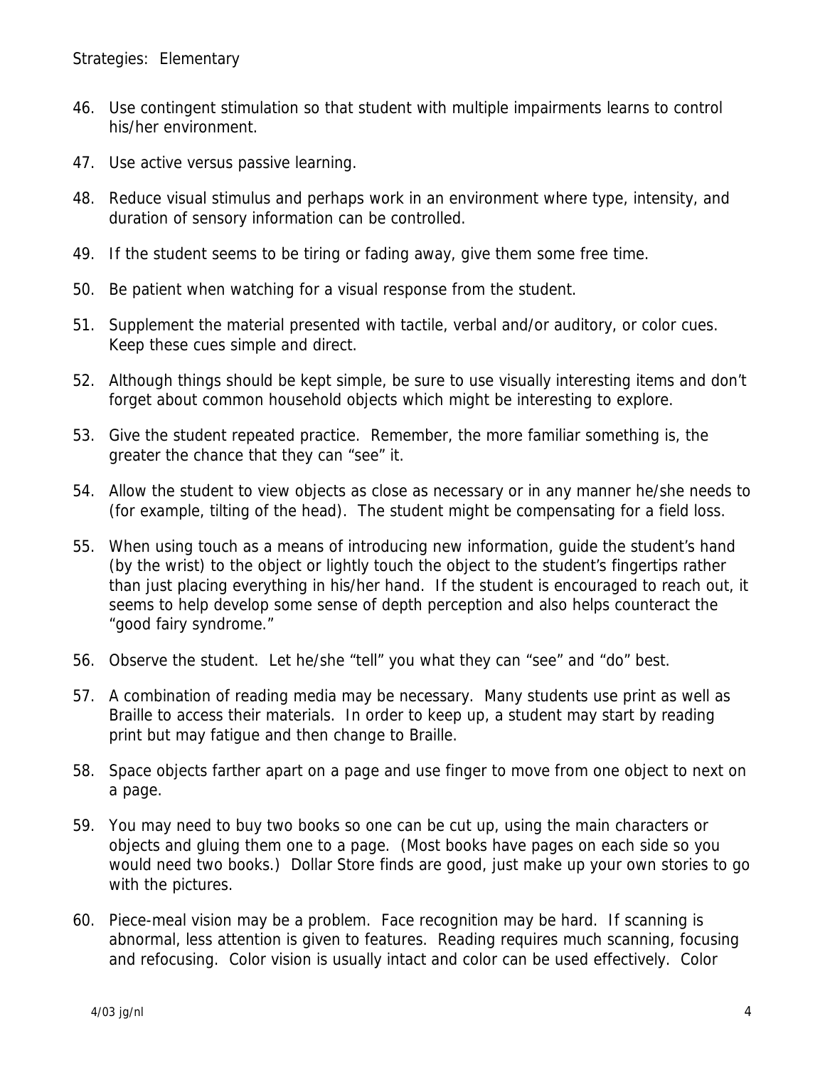Strategies: Elementary

46. Use contingent stimulation so that student with multiple impairments learns to control his/her environment.

47. Use active versus passive learning.

48. Reduce visual stimulus and perhaps work in an environment where type, intensity, and duration of sensory information can be controlled.

49. If the student seems to be tiring or fading away, give them some free time.

50. Be patient when watching for a visual response from the student.

51. Supplement the material presented with tactile, verbal and/or auditory, or color cues. Keep these cues simple and direct.

52. Although things should be kept simple, be sure to use visually interesting items and don't forget about common household objects which might be interesting to explore.

53. Give the student repeated practice. Remember, the more familiar something is, the greater the chance that they can "see" it.

54. Allow the student to view objects as close as necessary or in any manner he/she needs to (for example, tilting of the head). The student might be compensating for a field loss.

55. When using touch as a means of introducing new information, guide the student's hand (by the wrist) to the object or lightly touch the object to the student's fingertips rather than just placing everything in his/her hand. If the student is encouraged to reach out, it seems to help develop some sense of depth perception and also helps counteract the "good fairy syndrome."

56. Observe the student. Let he/she "tell" you what they can "see" and "do" best.

57. A combination of reading media may be necessary. Many students use print as well as Braille to access their materials. In order to keep up, a student may start by reading print but may fatigue and then change to Braille.

58. Space objects farther apart on a page and use finger to move from one object to next on a page.

59. You may need to buy two books so one can be cut up, using the main characters or objects and gluing them one to a page. (Most books have pages on each side so you would need two books.) Dollar Store finds are good, just make up your own stories to go with the pictures.

60. Piece-meal vision may be a problem. Face recognition may be hard. If scanning is abnormal, less attention is given to features. Reading requires much scanning, focusing and refocusing. Color vision is usually intact and color can be used effectively. Color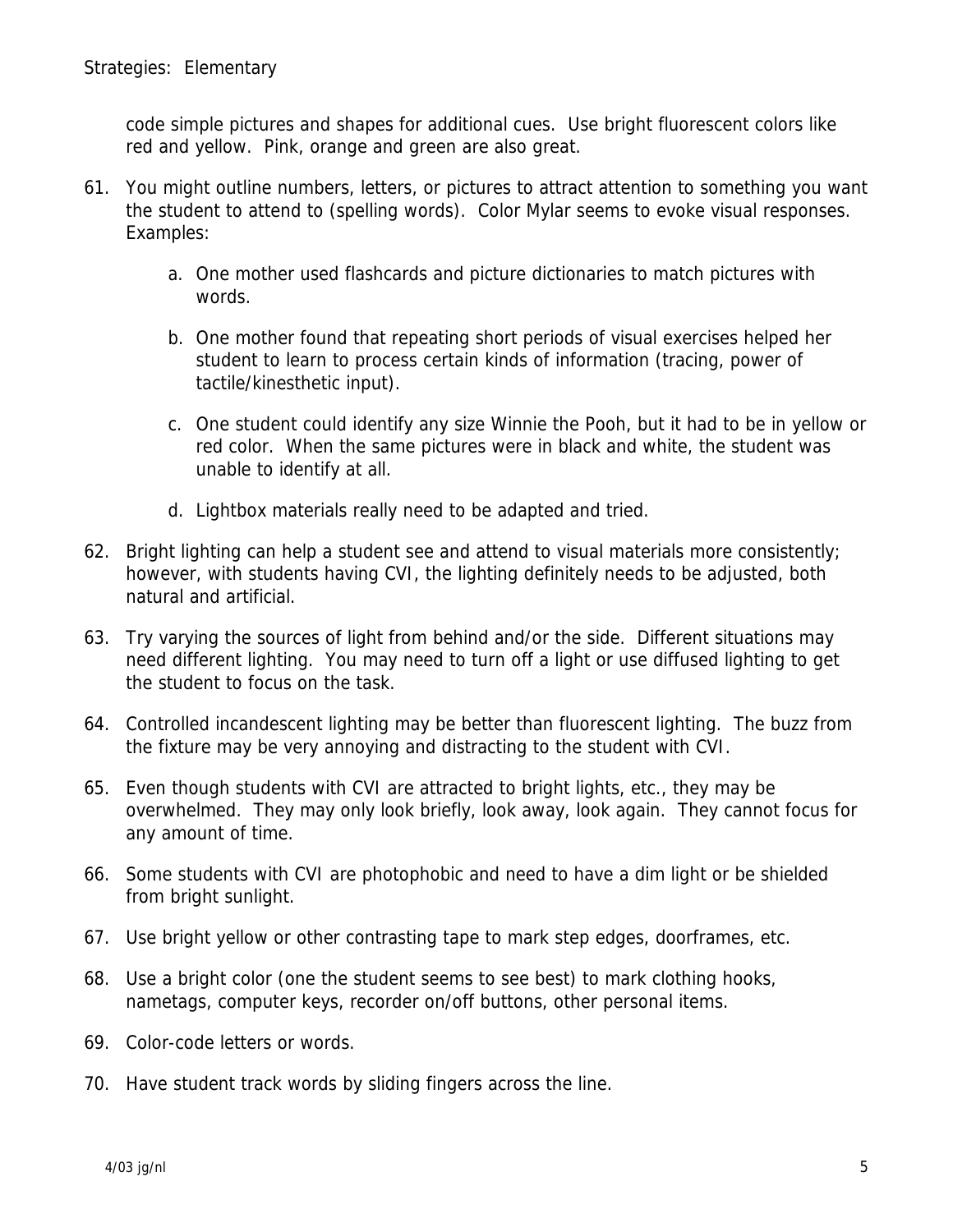code simple pictures and shapes for additional cues. Use bright fluorescent colors like red and yellow. Pink, orange and green are also great.

61. You might outline numbers, letters, or pictures to attract attention to something you want the student to attend to (spelling words). Color Mylar seems to evoke visual responses. Examples:

    a. One mother used flashcards and picture dictionaries to match pictures with words.

    b. One mother found that repeating short periods of visual exercises helped her student to learn to process certain kinds of information (tracing, power of tactile/kinesthetic input).

    c. One student could identify any size Winnie the Pooh, but it had to be in yellow or red color. When the same pictures were in black and white, the student was unable to identify at all.

    d. Lightbox materials really need to be adapted and tried.

62. Bright lighting can help a student see and attend to visual materials more consistently; however, with students having CVI, the lighting definitely needs to be adjusted, both natural and artificial.

63. Try varying the sources of light from behind and/or the side. Different situations may need different lighting. You may need to turn off a light or use diffused lighting to get the student to focus on the task.

64. Controlled incandescent lighting may be better than fluorescent lighting. The buzz from the fixture may be very annoying and distracting to the student with CVI.

65. Even though students with CVI are attracted to bright lights, etc., they may be overwhelmed. They may only look briefly, look away, look again. They cannot focus for any amount of time.

66. Some students with CVI are photophobic and need to have a dim light or be shielded from bright sunlight.

67. Use bright yellow or other contrasting tape to mark step edges, doorframes, etc.

68. Use a bright color (one the student seems to see best) to mark clothing hooks, nametags, computer keys, recorder on/off buttons, other personal items.

69. Color-code letters or words.

70. Have student track words by sliding fingers across the line.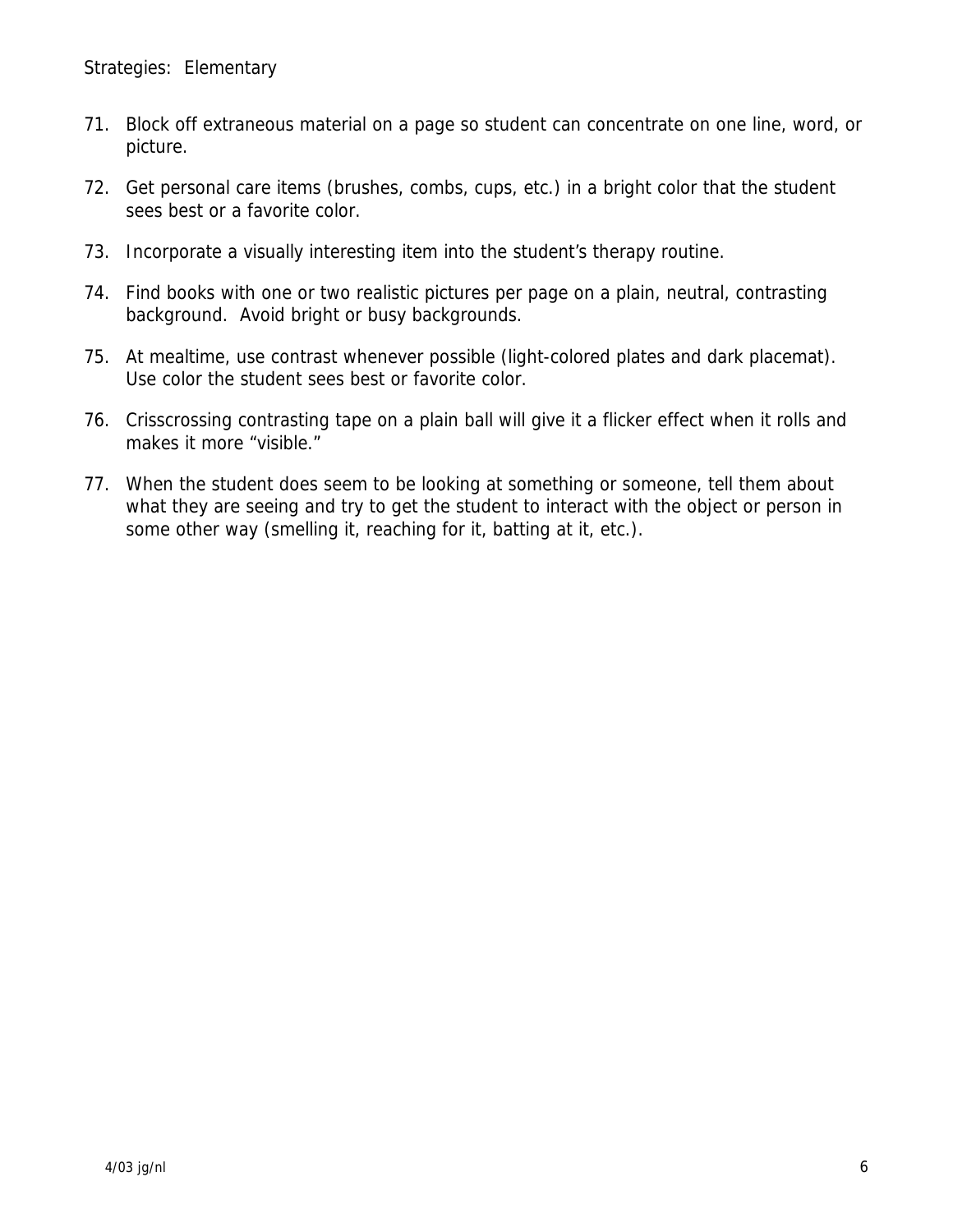Strategies: Elementary

71. Block off extraneous material on a page so student can concentrate on one line, word, or picture.

72. Get personal care items (brushes, combs, cups, etc.) in a bright color that the student sees best or a favorite color.

73. Incorporate a visually interesting item into the student's therapy routine.

74. Find books with one or two realistic pictures per page on a plain, neutral, contrasting background. Avoid bright or busy backgrounds.

75. At mealtime, use contrast whenever possible (light-colored plates and dark placemat). Use color the student sees best or favorite color.

76. Crisscrossing contrasting tape on a plain ball will give it a flicker effect when it rolls and makes it more "visible."

77. When the student does seem to be looking at something or someone, tell them about what they are seeing and try to get the student to interact with the object or person in some other way (smelling it, reaching for it, batting at it, etc.).

4/03 jg/nl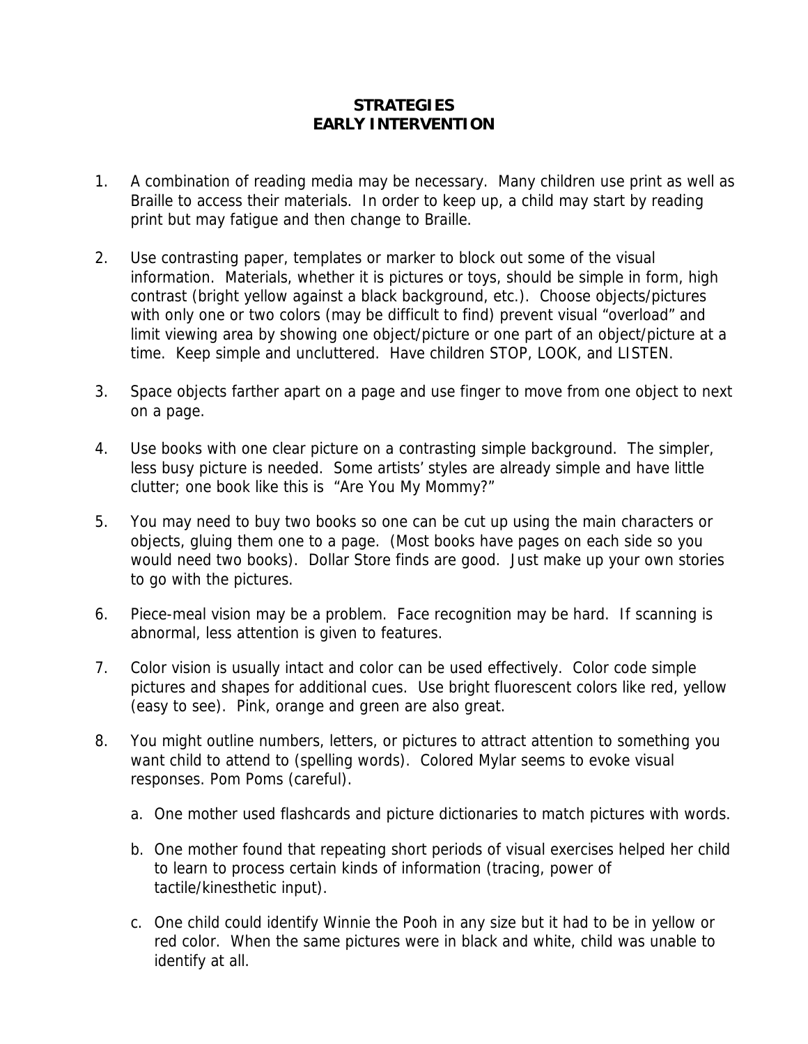# STRATEGIES
# EARLY INTERVENTION

1. A combination of reading media may be necessary. Many children use print as well as Braille to access their materials. In order to keep up, a child may start by reading print but may fatigue and then change to Braille.

2. Use contrasting paper, templates or marker to block out some of the visual information. Materials, whether it is pictures or toys, should be simple in form, high contrast (bright yellow against a black background, etc.). Choose objects/pictures with only one or two colors (may be difficult to find) prevent visual "overload" and limit viewing area by showing one object/picture or one part of an object/picture at a time. Keep simple and uncluttered. Have children STOP, LOOK, and LISTEN.

3. Space objects farther apart on a page and use finger to move from one object to next on a page.

4. Use books with one clear picture on a contrasting simple background. The simpler, less busy picture is needed. Some artists' styles are already simple and have little clutter; one book like this is "Are You My Mommy?"

5. You may need to buy two books so one can be cut up using the main characters or objects, gluing them one to a page. (Most books have pages on each side so you would need two books). Dollar Store finds are good. Just make up your own stories to go with the pictures.

6. Piece-meal vision may be a problem. Face recognition may be hard. If scanning is abnormal, less attention is given to features.

7. Color vision is usually intact and color can be used effectively. Color code simple pictures and shapes for additional cues. Use bright fluorescent colors like red, yellow (easy to see). Pink, orange and green are also great.

8. You might outline numbers, letters, or pictures to attract attention to something you want child to attend to (spelling words). Colored Mylar seems to evoke visual responses. Pom Poms (careful).

   a. One mother used flashcards and picture dictionaries to match pictures with words.

   b. One mother found that repeating short periods of visual exercises helped her child to learn to process certain kinds of information (tracing, power of tactile/kinesthetic input).

   c. One child could identify Winnie the Pooh in any size but it had to be in yellow or red color. When the same pictures were in black and white, child was unable to identify at all.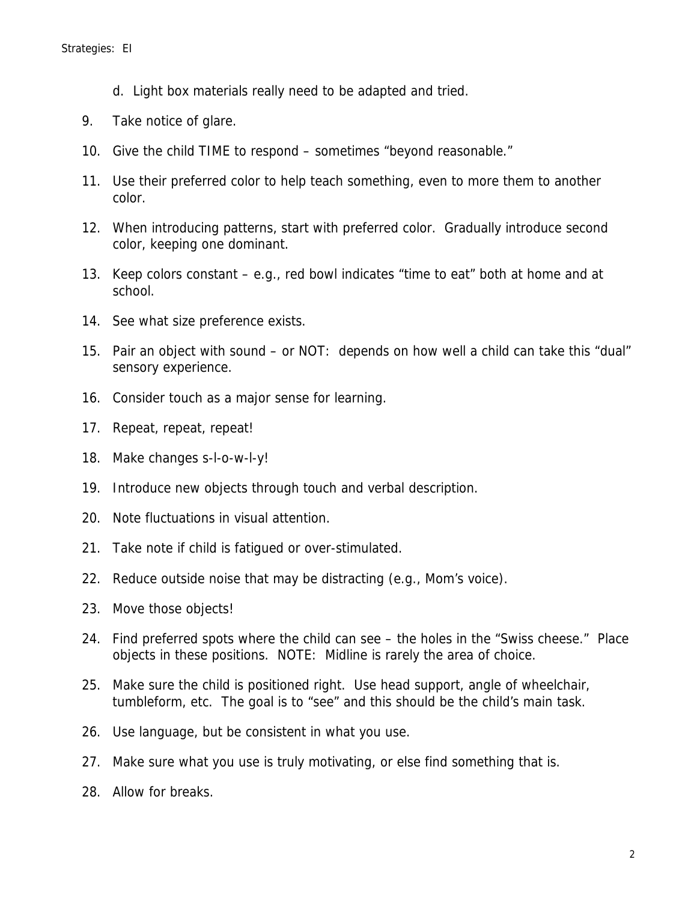d. Light box materials really need to be adapted and tried.

9. Take notice of glare.

10. Give the child TIME to respond – sometimes "beyond reasonable."

11. Use their preferred color to help teach something, even to more them to another color.

12. When introducing patterns, start with preferred color. Gradually introduce second color, keeping one dominant.

13. Keep colors constant – e.g., red bowl indicates "time to eat" both at home and at school.

14. See what size preference exists.

15. Pair an object with sound – or NOT: depends on how well a child can take this "dual" sensory experience.

16. Consider touch as a major sense for learning.

17. Repeat, repeat, repeat!

18. Make changes s-l-o-w-l-y!

19. Introduce new objects through touch and verbal description.

20. Note fluctuations in visual attention.

21. Take note if child is fatigued or over-stimulated.

22. Reduce outside noise that may be distracting (e.g., Mom's voice).

23. Move those objects!

24. Find preferred spots where the child can see – the holes in the "Swiss cheese." Place objects in these positions. NOTE: Midline is rarely the area of choice.

25. Make sure the child is positioned right. Use head support, angle of wheelchair, tumbleform, etc. The goal is to "see" and this should be the child's main task.

26. Use language, but be consistent in what you use.

27. Make sure what you use is truly motivating, or else find something that is.

28. Allow for breaks.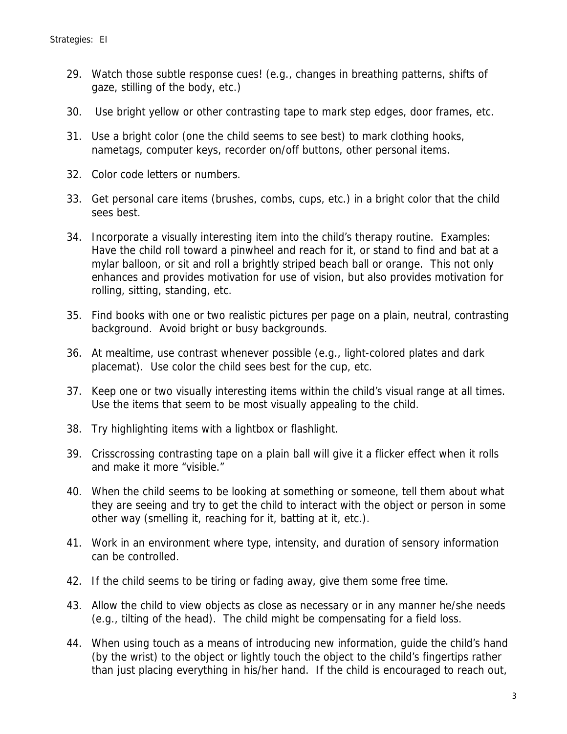29. Watch those subtle response cues! (e.g., changes in breathing patterns, shifts of gaze, stilling of the body, etc.)

30. Use bright yellow or other contrasting tape to mark step edges, door frames, etc.

31. Use a bright color (one the child seems to see best) to mark clothing hooks, nametags, computer keys, recorder on/off buttons, other personal items.

32. Color code letters or numbers.

33. Get personal care items (brushes, combs, cups, etc.) in a bright color that the child sees best.

34. Incorporate a visually interesting item into the child's therapy routine. Examples: Have the child roll toward a pinwheel and reach for it, or stand to find and bat at a mylar balloon, or sit and roll a brightly striped beach ball or orange. This not only enhances and provides motivation for use of vision, but also provides motivation for rolling, sitting, standing, etc.

35. Find books with one or two realistic pictures per page on a plain, neutral, contrasting background. Avoid bright or busy backgrounds.

36. At mealtime, use contrast whenever possible (e.g., light-colored plates and dark placemat). Use color the child sees best for the cup, etc.

37. Keep one or two visually interesting items within the child's visual range at all times. Use the items that seem to be most visually appealing to the child.

38. Try highlighting items with a lightbox or flashlight.

39. Crisscrossing contrasting tape on a plain ball will give it a flicker effect when it rolls and make it more "visible."

40. When the child seems to be looking at something or someone, tell them about what they are seeing and try to get the child to interact with the object or person in some other way (smelling it, reaching for it, batting at it, etc.).

41. Work in an environment where type, intensity, and duration of sensory information can be controlled.

42. If the child seems to be tiring or fading away, give them some free time.

43. Allow the child to view objects as close as necessary or in any manner he/she needs (e.g., tilting of the head). The child might be compensating for a field loss.

44. When using touch as a means of introducing new information, guide the child's hand (by the wrist) to the object or lightly touch the object to the child's fingertips rather than just placing everything in his/her hand. If the child is encouraged to reach out,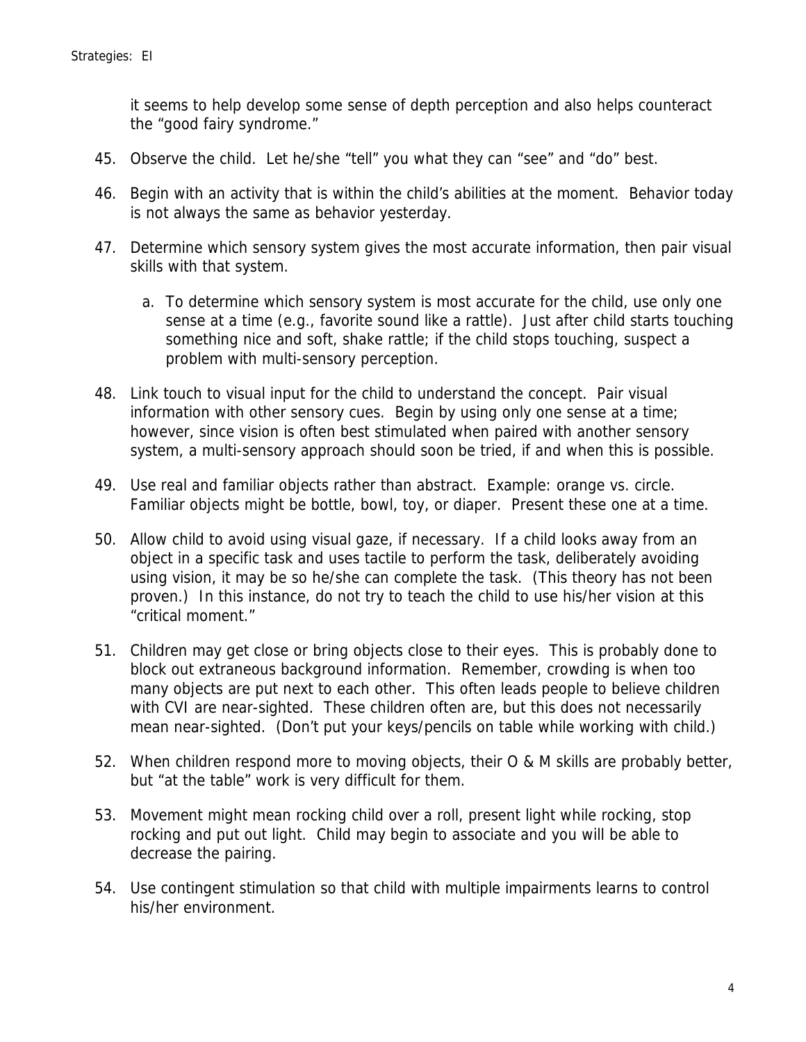it seems to help develop some sense of depth perception and also helps counteract the "good fairy syndrome."

45. Observe the child. Let he/she "tell" you what they can "see" and "do" best.

46. Begin with an activity that is within the child's abilities at the moment. Behavior today is not always the same as behavior yesterday.

47. Determine which sensory system gives the most accurate information, then pair visual skills with that system.

    a. To determine which sensory system is most accurate for the child, use only one sense at a time (e.g., favorite sound like a rattle). Just after child starts touching something nice and soft, shake rattle; if the child stops touching, suspect a problem with multi-sensory perception.

48. Link touch to visual input for the child to understand the concept. Pair visual information with other sensory cues. Begin by using only one sense at a time; however, since vision is often best stimulated when paired with another sensory system, a multi-sensory approach should soon be tried, if and when this is possible.

49. Use real and familiar objects rather than abstract. Example: orange vs. circle. Familiar objects might be bottle, bowl, toy, or diaper. Present these one at a time.

50. Allow child to avoid using visual gaze, if necessary. If a child looks away from an object in a specific task and uses tactile to perform the task, deliberately avoiding using vision, it may be so he/she can complete the task. (This theory has not been proven.) In this instance, do not try to teach the child to use his/her vision at this "critical moment."

51. Children may get close or bring objects close to their eyes. This is probably done to block out extraneous background information. Remember, crowding is when too many objects are put next to each other. This often leads people to believe children with CVI are near-sighted. These children often are, but this does not necessarily mean near-sighted. (Don't put your keys/pencils on table while working with child.)

52. When children respond more to moving objects, their O & M skills are probably better, but "at the table" work is very difficult for them.

53. Movement might mean rocking child over a roll, present light while rocking, stop rocking and put out light. Child may begin to associate and you will be able to decrease the pairing.

54. Use contingent stimulation so that child with multiple impairments learns to control his/her environment.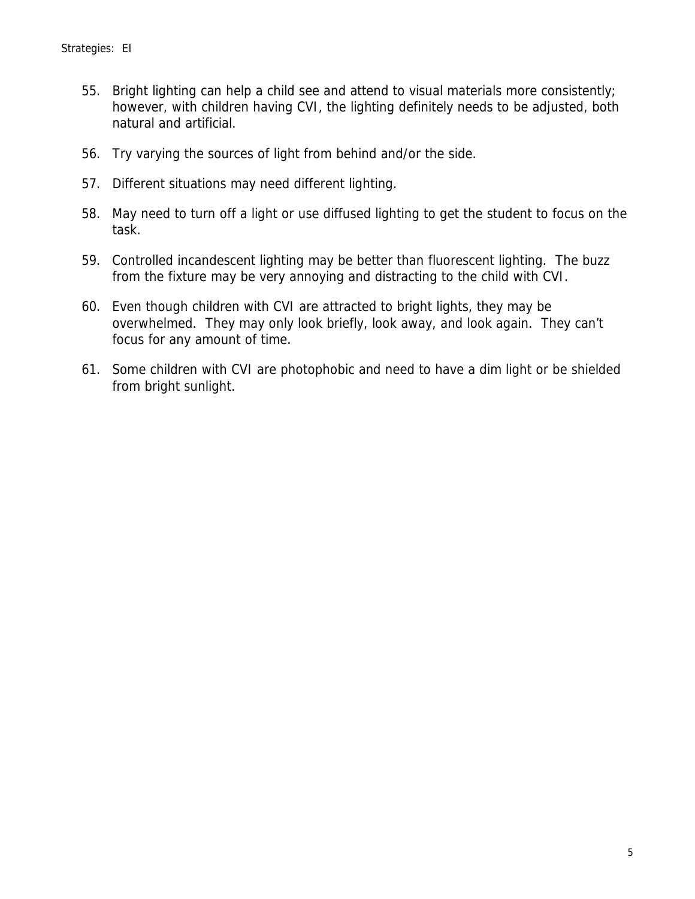55. Bright lighting can help a child see and attend to visual materials more consistently; however, with children having CVI, the lighting definitely needs to be adjusted, both natural and artificial.

56. Try varying the sources of light from behind and/or the side.

57. Different situations may need different lighting.

58. May need to turn off a light or use diffused lighting to get the student to focus on the task.

59. Controlled incandescent lighting may be better than fluorescent lighting. The buzz from the fixture may be very annoying and distracting to the child with CVI.

60. Even though children with CVI are attracted to bright lights, they may be overwhelmed. They may only look briefly, look away, and look again. They can't focus for any amount of time.

61. Some children with CVI are photophobic and need to have a dim light or be shielded from bright sunlight.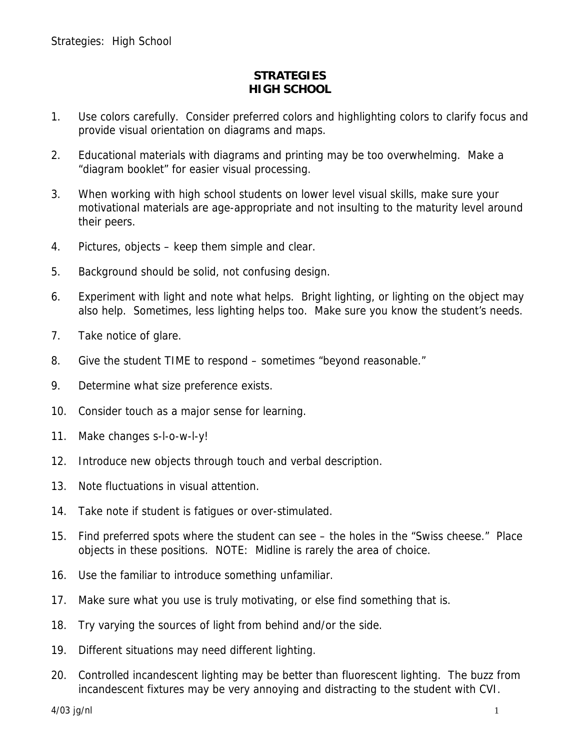# STRATEGIES
# HIGH SCHOOL

1. Use colors carefully. Consider preferred colors and highlighting colors to clarify focus and provide visual orientation on diagrams and maps.

2. Educational materials with diagrams and printing may be too overwhelming. Make a "diagram booklet" for easier visual processing.

3. When working with high school students on lower level visual skills, make sure your motivational materials are age-appropriate and not insulting to the maturity level around their peers.

4. Pictures, objects – keep them simple and clear.

5. Background should be solid, not confusing design.

6. Experiment with light and note what helps. Bright lighting, or lighting on the object may also help. Sometimes, less lighting helps too. Make sure you know the student's needs.

7. Take notice of glare.

8. Give the student TIME to respond – sometimes "beyond reasonable."

9. Determine what size preference exists.

10. Consider touch as a major sense for learning.

11. Make changes s-l-o-w-l-y!

12. Introduce new objects through touch and verbal description.

13. Note fluctuations in visual attention.

14. Take note if student is fatigues or over-stimulated.

15. Find preferred spots where the student can see – the holes in the "Swiss cheese." Place objects in these positions. NOTE: Midline is rarely the area of choice.

16. Use the familiar to introduce something unfamiliar.

17. Make sure what you use is truly motivating, or else find something that is.

18. Try varying the sources of light from behind and/or the side.

19. Different situations may need different lighting.

20. Controlled incandescent lighting may be better than fluorescent lighting. The buzz from incandescent fixtures may be very annoying and distracting to the student with CVI.

4/03 jg/nl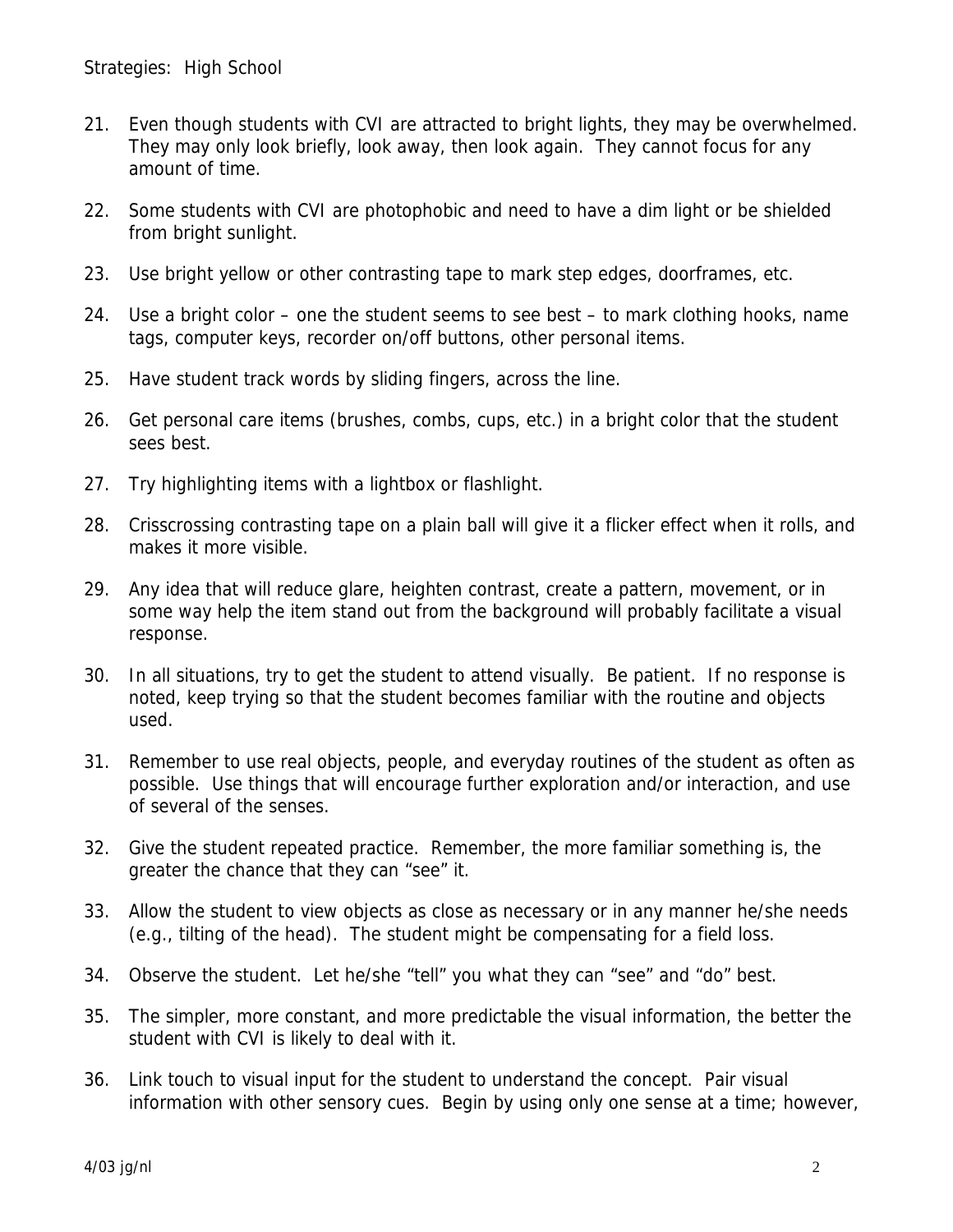Strategies: High School

21. Even though students with CVI are attracted to bright lights, they may be overwhelmed. They may only look briefly, look away, then look again. They cannot focus for any amount of time.

22. Some students with CVI are photophobic and need to have a dim light or be shielded from bright sunlight.

23. Use bright yellow or other contrasting tape to mark step edges, doorframes, etc.

24. Use a bright color – one the student seems to see best – to mark clothing hooks, name tags, computer keys, recorder on/off buttons, other personal items.

25. Have student track words by sliding fingers, across the line.

26. Get personal care items (brushes, combs, cups, etc.) in a bright color that the student sees best.

27. Try highlighting items with a lightbox or flashlight.

28. Crisscrossing contrasting tape on a plain ball will give it a flicker effect when it rolls, and makes it more visible.

29. Any idea that will reduce glare, heighten contrast, create a pattern, movement, or in some way help the item stand out from the background will probably facilitate a visual response.

30. In all situations, try to get the student to attend visually. Be patient. If no response is noted, keep trying so that the student becomes familiar with the routine and objects used.

31. Remember to use real objects, people, and everyday routines of the student as often as possible. Use things that will encourage further exploration and/or interaction, and use of several of the senses.

32. Give the student repeated practice. Remember, the more familiar something is, the greater the chance that they can "see" it.

33. Allow the student to view objects as close as necessary or in any manner he/she needs (e.g., tilting of the head). The student might be compensating for a field loss.

34. Observe the student. Let he/she "tell" you what they can "see" and "do" best.

35. The simpler, more constant, and more predictable the visual information, the better the student with CVI is likely to deal with it.

36. Link touch to visual input for the student to understand the concept. Pair visual information with other sensory cues. Begin by using only one sense at a time; however,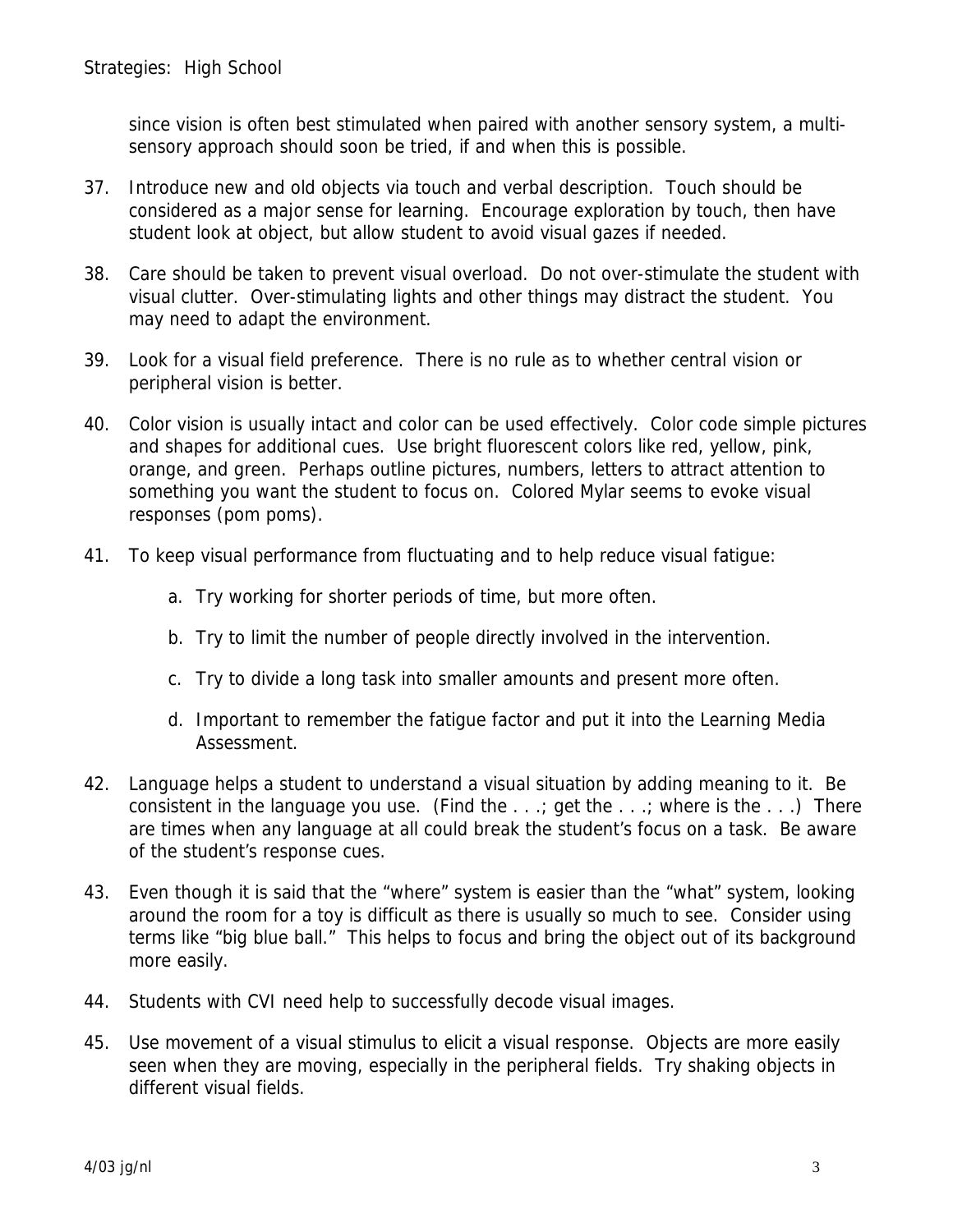since vision is often best stimulated when paired with another sensory system, a multi-sensory approach should soon be tried, if and when this is possible.

37. Introduce new and old objects via touch and verbal description. Touch should be considered as a major sense for learning. Encourage exploration by touch, then have student look at object, but allow student to avoid visual gazes if needed.

38. Care should be taken to prevent visual overload. Do not over-stimulate the student with visual clutter. Over-stimulating lights and other things may distract the student. You may need to adapt the environment.

39. Look for a visual field preference. There is no rule as to whether central vision or peripheral vision is better.

40. Color vision is usually intact and color can be used effectively. Color code simple pictures and shapes for additional cues. Use bright fluorescent colors like red, yellow, pink, orange, and green. Perhaps outline pictures, numbers, letters to attract attention to something you want the student to focus on. Colored Mylar seems to evoke visual responses (pom poms).

41. To keep visual performance from fluctuating and to help reduce visual fatigue:

    a. Try working for shorter periods of time, but more often.

    b. Try to limit the number of people directly involved in the intervention.

    c. Try to divide a long task into smaller amounts and present more often.

    d. Important to remember the fatigue factor and put it into the Learning Media Assessment.

42. Language helps a student to understand a visual situation by adding meaning to it. Be consistent in the language you use. (Find the . . .; get the . . .; where is the . . .) There are times when any language at all could break the student's focus on a task. Be aware of the student's response cues.

43. Even though it is said that the "where" system is easier than the "what" system, looking around the room for a toy is difficult as there is usually so much to see. Consider using terms like "big blue ball." This helps to focus and bring the object out of its background more easily.

44. Students with CVI need help to successfully decode visual images.

45. Use movement of a visual stimulus to elicit a visual response. Objects are more easily seen when they are moving, especially in the peripheral fields. Try shaking objects in different visual fields.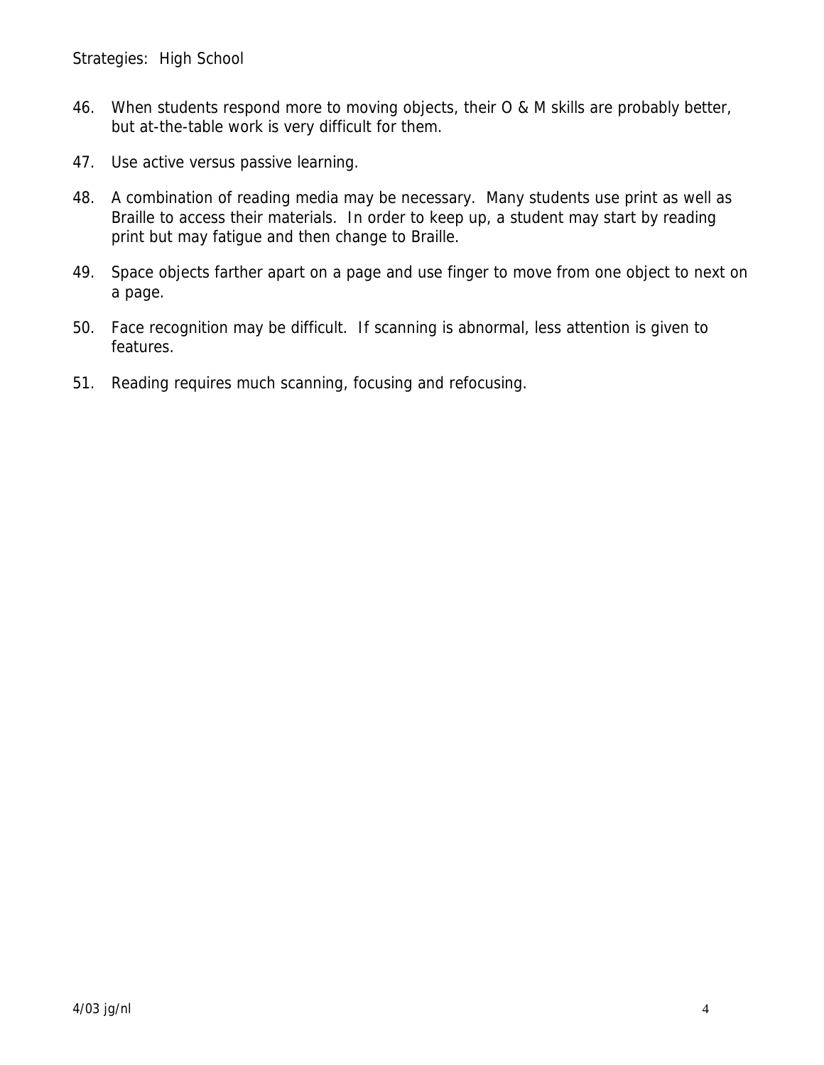Strategies: High School

46. When students respond more to moving objects, their O & M skills are probably better, but at-the-table work is very difficult for them.

47. Use active versus passive learning.

48. A combination of reading media may be necessary. Many students use print as well as Braille to access their materials. In order to keep up, a student may start by reading print but may fatigue and then change to Braille.

49. Space objects farther apart on a page and use finger to move from one object to next on a page.

50. Face recognition may be difficult. If scanning is abnormal, less attention is given to features.

51. Reading requires much scanning, focusing and refocusing.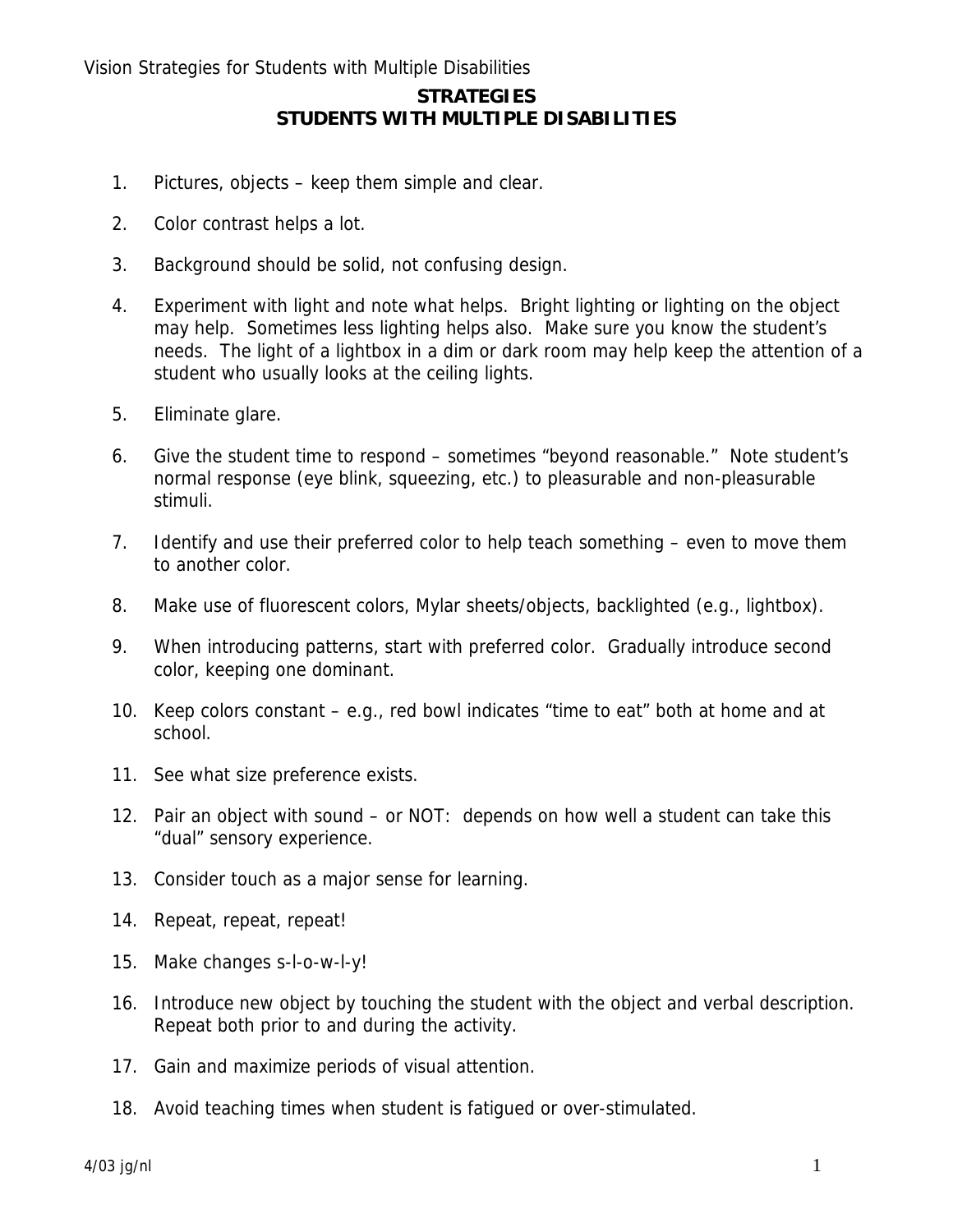## STRATEGIES
## STUDENTS WITH MULTIPLE DISABILITIES

1. Pictures, objects – keep them simple and clear.
2. Color contrast helps a lot.
3. Background should be solid, not confusing design.
4. Experiment with light and note what helps. Bright lighting or lighting on the object may help. Sometimes less lighting helps also. Make sure you know the student's needs. The light of a lightbox in a dim or dark room may help keep the attention of a student who usually looks at the ceiling lights.
5. Eliminate glare.
6. Give the student time to respond – sometimes "beyond reasonable." Note student's normal response (eye blink, squeezing, etc.) to pleasurable and non-pleasurable stimuli.
7. Identify and use their preferred color to help teach something – even to move them to another color.
8. Make use of fluorescent colors, Mylar sheets/objects, backlighted (e.g., lightbox).
9. When introducing patterns, start with preferred color. Gradually introduce second color, keeping one dominant.
10. Keep colors constant – e.g., red bowl indicates "time to eat" both at home and at school.
11. See what size preference exists.
12. Pair an object with sound – or NOT: depends on how well a student can take this "dual" sensory experience.
13. Consider touch as a major sense for learning.
14. Repeat, repeat, repeat!
15. Make changes s-l-o-w-l-y!
16. Introduce new object by touching the student with the object and verbal description. Repeat both prior to and during the activity.
17. Gain and maximize periods of visual attention.
18. Avoid teaching times when student is fatigued or over-stimulated.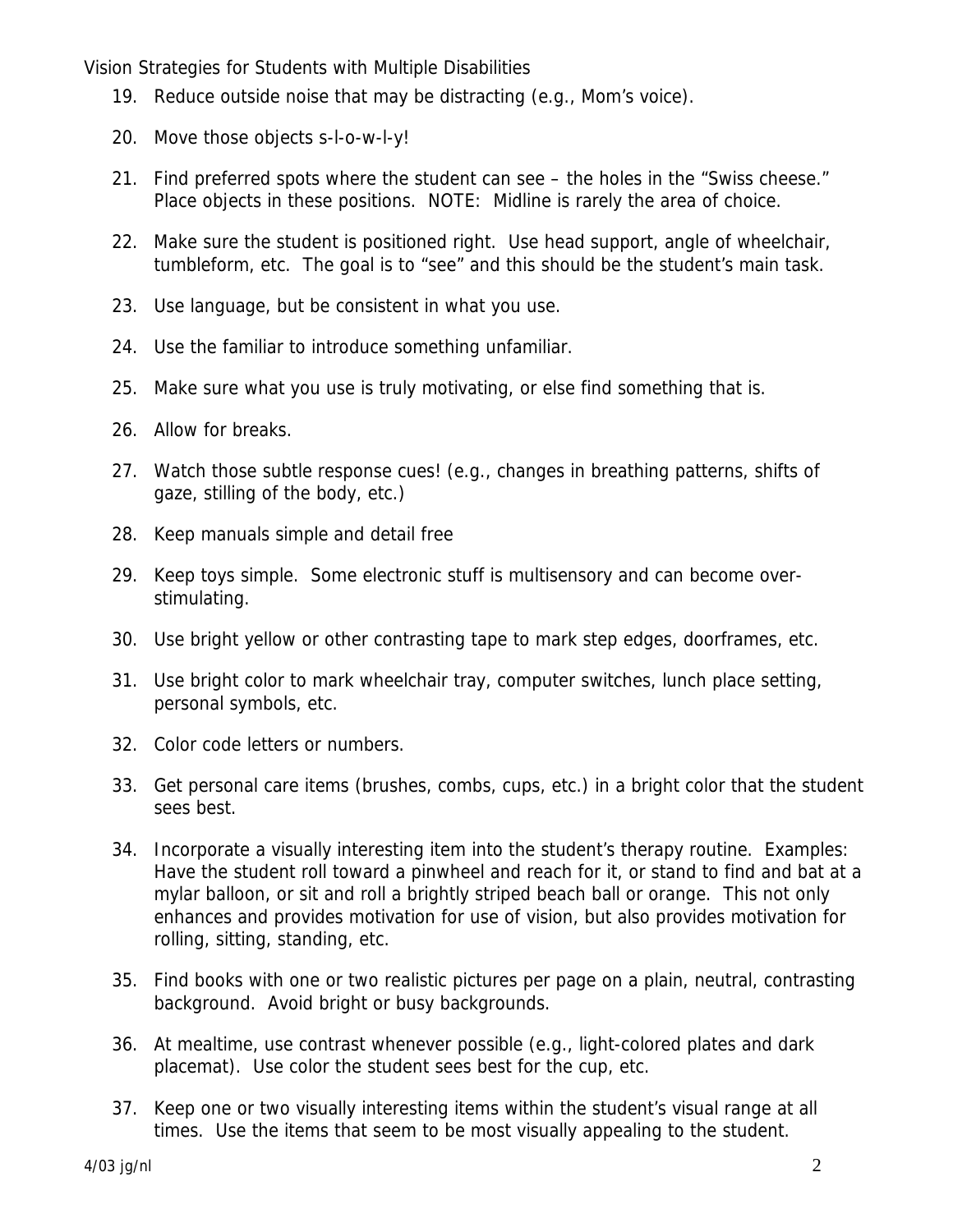19. Reduce outside noise that may be distracting (e.g., Mom's voice).
20. Move those objects s-l-o-w-l-y!
21. Find preferred spots where the student can see – the holes in the "Swiss cheese." Place objects in these positions. NOTE: Midline is rarely the area of choice.
22. Make sure the student is positioned right. Use head support, angle of wheelchair, tumbleform, etc. The goal is to "see" and this should be the student's main task.
23. Use language, but be consistent in what you use.
24. Use the familiar to introduce something unfamiliar.
25. Make sure what you use is truly motivating, or else find something that is.
26. Allow for breaks.
27. Watch those subtle response cues! (e.g., changes in breathing patterns, shifts of gaze, stilling of the body, etc.)
28. Keep manuals simple and detail free
29. Keep toys simple. Some electronic stuff is multisensory and can become over-stimulating.
30. Use bright yellow or other contrasting tape to mark step edges, doorframes, etc.
31. Use bright color to mark wheelchair tray, computer switches, lunch place setting, personal symbols, etc.
32. Color code letters or numbers.
33. Get personal care items (brushes, combs, cups, etc.) in a bright color that the student sees best.
34. Incorporate a visually interesting item into the student's therapy routine. Examples: Have the student roll toward a pinwheel and reach for it, or stand to find and bat at a mylar balloon, or sit and roll a brightly striped beach ball or orange. This not only enhances and provides motivation for use of vision, but also provides motivation for rolling, sitting, standing, etc.
35. Find books with one or two realistic pictures per page on a plain, neutral, contrasting background. Avoid bright or busy backgrounds.
36. At mealtime, use contrast whenever possible (e.g., light-colored plates and dark placemat). Use color the student sees best for the cup, etc.
37. Keep one or two visually interesting items within the student's visual range at all times. Use the items that seem to be most visually appealing to the student.

4/03 jg/nl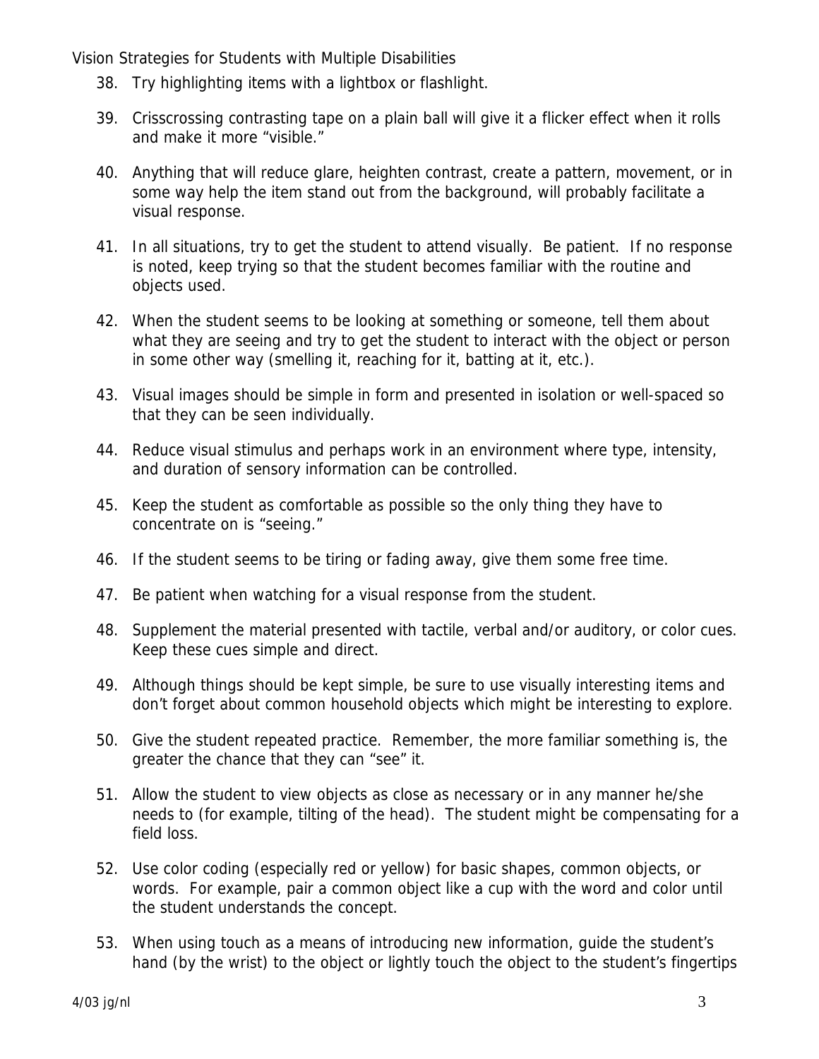38. Try highlighting items with a lightbox or flashlight.

39. Crisscrossing contrasting tape on a plain ball will give it a flicker effect when it rolls and make it more "visible."

40. Anything that will reduce glare, heighten contrast, create a pattern, movement, or in some way help the item stand out from the background, will probably facilitate a visual response.

41. In all situations, try to get the student to attend visually. Be patient. If no response is noted, keep trying so that the student becomes familiar with the routine and objects used.

42. When the student seems to be looking at something or someone, tell them about what they are seeing and try to get the student to interact with the object or person in some other way (smelling it, reaching for it, batting at it, etc.).

43. Visual images should be simple in form and presented in isolation or well-spaced so that they can be seen individually.

44. Reduce visual stimulus and perhaps work in an environment where type, intensity, and duration of sensory information can be controlled.

45. Keep the student as comfortable as possible so the only thing they have to concentrate on is "seeing."

46. If the student seems to be tiring or fading away, give them some free time.

47. Be patient when watching for a visual response from the student.

48. Supplement the material presented with tactile, verbal and/or auditory, or color cues. Keep these cues simple and direct.

49. Although things should be kept simple, be sure to use visually interesting items and don't forget about common household objects which might be interesting to explore.

50. Give the student repeated practice. Remember, the more familiar something is, the greater the chance that they can "see" it.

51. Allow the student to view objects as close as necessary or in any manner he/she needs to (for example, tilting of the head). The student might be compensating for a field loss.

52. Use color coding (especially red or yellow) for basic shapes, common objects, or words. For example, pair a common object like a cup with the word and color until the student understands the concept.

53. When using touch as a means of introducing new information, guide the student's hand (by the wrist) to the object or lightly touch the object to the student's fingertips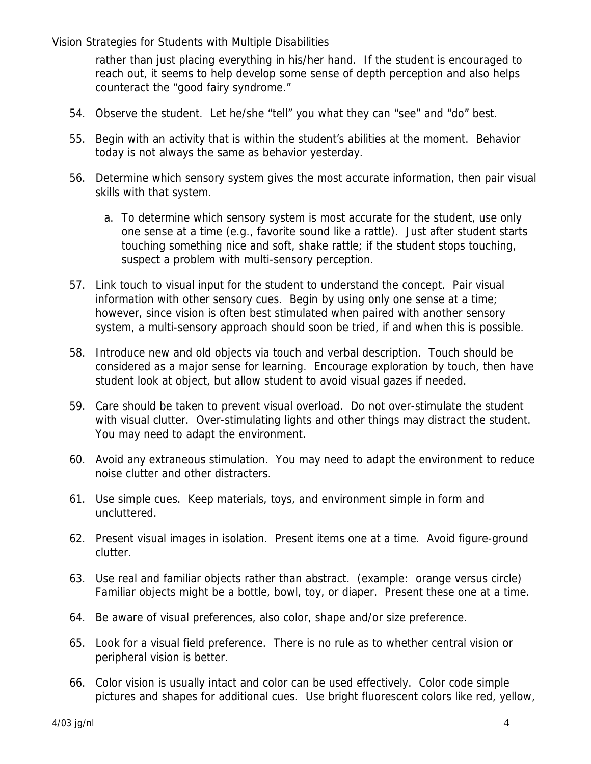rather than just placing everything in his/her hand. If the student is encouraged to reach out, it seems to help develop some sense of depth perception and also helps counteract the "good fairy syndrome."

54. Observe the student. Let he/she "tell" you what they can "see" and "do" best.

55. Begin with an activity that is within the student's abilities at the moment. Behavior today is not always the same as behavior yesterday.

56. Determine which sensory system gives the most accurate information, then pair visual skills with that system.

    a. To determine which sensory system is most accurate for the student, use only one sense at a time (e.g., favorite sound like a rattle). Just after student starts touching something nice and soft, shake rattle; if the student stops touching, suspect a problem with multi-sensory perception.

57. Link touch to visual input for the student to understand the concept. Pair visual information with other sensory cues. Begin by using only one sense at a time; however, since vision is often best stimulated when paired with another sensory system, a multi-sensory approach should soon be tried, if and when this is possible.

58. Introduce new and old objects via touch and verbal description. Touch should be considered as a major sense for learning. Encourage exploration by touch, then have student look at object, but allow student to avoid visual gazes if needed.

59. Care should be taken to prevent visual overload. Do not over-stimulate the student with visual clutter. Over-stimulating lights and other things may distract the student. You may need to adapt the environment.

60. Avoid any extraneous stimulation. You may need to adapt the environment to reduce noise clutter and other distracters.

61. Use simple cues. Keep materials, toys, and environment simple in form and uncluttered.

62. Present visual images in isolation. Present items one at a time. Avoid figure-ground clutter.

63. Use real and familiar objects rather than abstract. (example: orange versus circle) Familiar objects might be a bottle, bowl, toy, or diaper. Present these one at a time.

64. Be aware of visual preferences, also color, shape and/or size preference.

65. Look for a visual field preference. There is no rule as to whether central vision or peripheral vision is better.

66. Color vision is usually intact and color can be used effectively. Color code simple pictures and shapes for additional cues. Use bright fluorescent colors like red, yellow,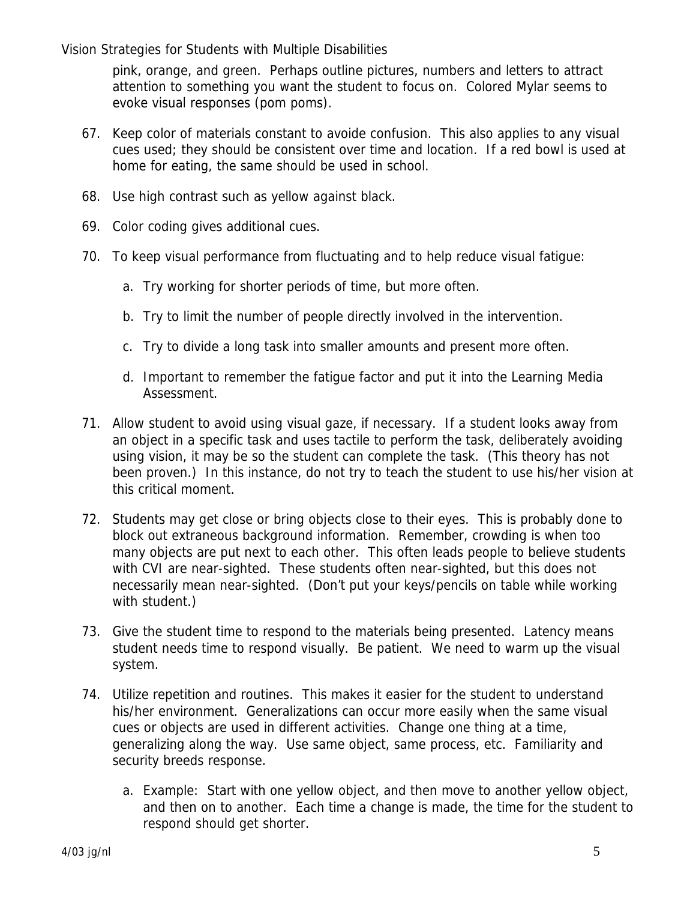pink, orange, and green. Perhaps outline pictures, numbers and letters to attract attention to something you want the student to focus on. Colored Mylar seems to evoke visual responses (pom poms).

67. Keep color of materials constant to avoide confusion. This also applies to any visual cues used; they should be consistent over time and location. If a red bowl is used at home for eating, the same should be used in school.

68. Use high contrast such as yellow against black.

69. Color coding gives additional cues.

70. To keep visual performance from fluctuating and to help reduce visual fatigue:

    a. Try working for shorter periods of time, but more often.

    b. Try to limit the number of people directly involved in the intervention.

    c. Try to divide a long task into smaller amounts and present more often.

    d. Important to remember the fatigue factor and put it into the Learning Media Assessment.

71. Allow student to avoid using visual gaze, if necessary. If a student looks away from an object in a specific task and uses tactile to perform the task, deliberately avoiding using vision, it may be so the student can complete the task. (This theory has not been proven.) In this instance, do not try to teach the student to use his/her vision at this critical moment.

72. Students may get close or bring objects close to their eyes. This is probably done to block out extraneous background information. Remember, crowding is when too many objects are put next to each other. This often leads people to believe students with CVI are near-sighted. These students often near-sighted, but this does not necessarily mean near-sighted. (Don't put your keys/pencils on table while working with student.)

73. Give the student time to respond to the materials being presented. Latency means student needs time to respond visually. Be patient. We need to warm up the visual system.

74. Utilize repetition and routines. This makes it easier for the student to understand his/her environment. Generalizations can occur more easily when the same visual cues or objects are used in different activities. Change one thing at a time, generalizing along the way. Use same object, same process, etc. Familiarity and security breeds response.

    a. Example: Start with one yellow object, and then move to another yellow object, and then on to another. Each time a change is made, the time for the student to respond should get shorter.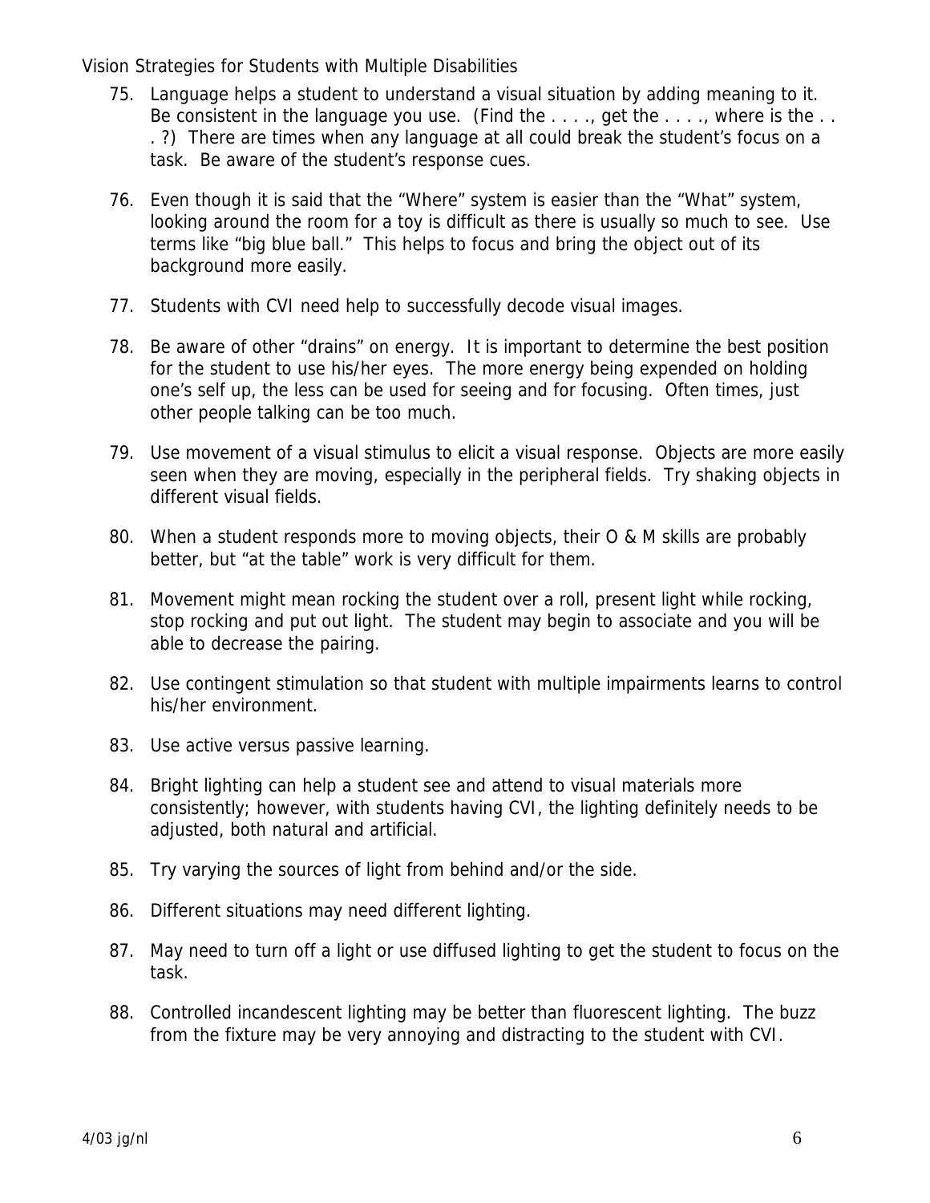75. Language helps a student to understand a visual situation by adding meaning to it. Be consistent in the language you use. (Find the . . . ., get the . . . ., where is the . . . ?) There are times when any language at all could break the student's focus on a task. Be aware of the student's response cues.

76. Even though it is said that the "Where" system is easier than the "What" system, looking around the room for a toy is difficult as there is usually so much to see. Use terms like "big blue ball." This helps to focus and bring the object out of its background more easily.

77. Students with CVI need help to successfully decode visual images.

78. Be aware of other "drains" on energy. It is important to determine the best position for the student to use his/her eyes. The more energy being expended on holding one's self up, the less can be used for seeing and for focusing. Often times, just other people talking can be too much.

79. Use movement of a visual stimulus to elicit a visual response. Objects are more easily seen when they are moving, especially in the peripheral fields. Try shaking objects in different visual fields.

80. When a student responds more to moving objects, their O & M skills are probably better, but "at the table" work is very difficult for them.

81. Movement might mean rocking the student over a roll, present light while rocking, stop rocking and put out light. The student may begin to associate and you will be able to decrease the pairing.

82. Use contingent stimulation so that student with multiple impairments learns to control his/her environment.

83. Use active versus passive learning.

84. Bright lighting can help a student see and attend to visual materials more consistently; however, with students having CVI, the lighting definitely needs to be adjusted, both natural and artificial.

85. Try varying the sources of light from behind and/or the side.

86. Different situations may need different lighting.

87. May need to turn off a light or use diffused lighting to get the student to focus on the task.

88. Controlled incandescent lighting may be better than fluorescent lighting. The buzz from the fixture may be very annoying and distracting to the student with CVI.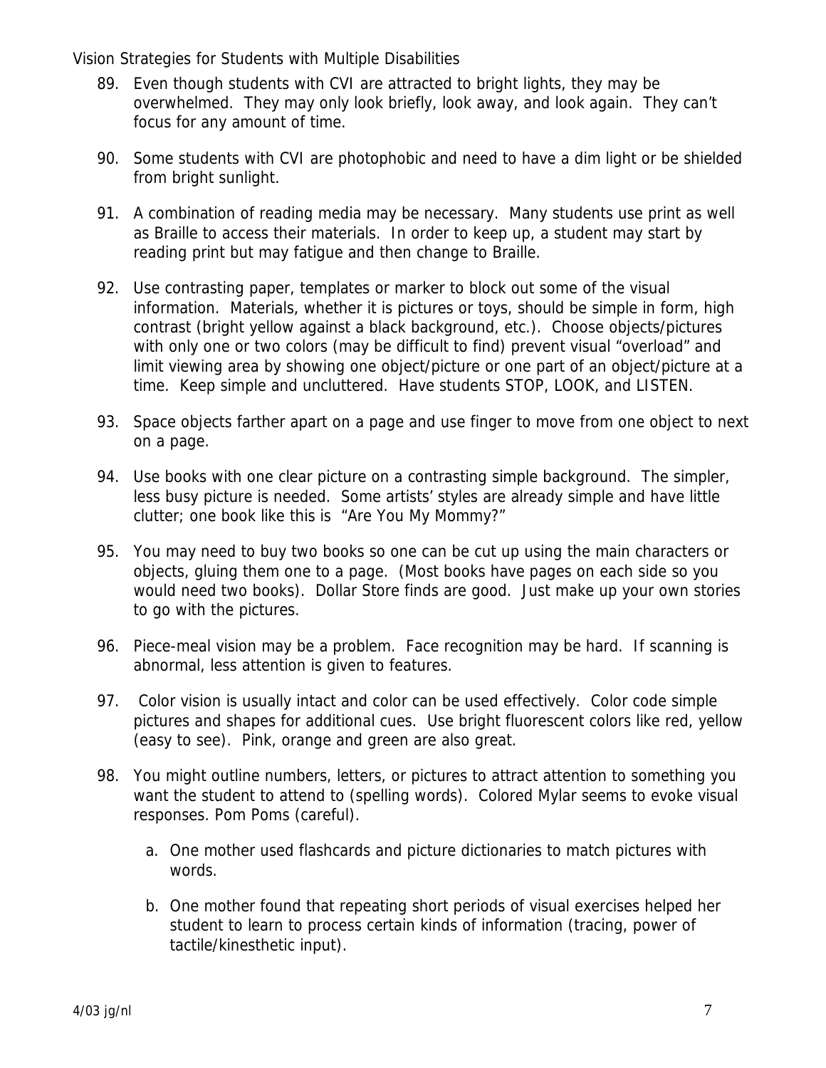89. Even though students with CVI are attracted to bright lights, they may be overwhelmed. They may only look briefly, look away, and look again. They can't focus for any amount of time.

90. Some students with CVI are photophobic and need to have a dim light or be shielded from bright sunlight.

91. A combination of reading media may be necessary. Many students use print as well as Braille to access their materials. In order to keep up, a student may start by reading print but may fatigue and then change to Braille.

92. Use contrasting paper, templates or marker to block out some of the visual information. Materials, whether it is pictures or toys, should be simple in form, high contrast (bright yellow against a black background, etc.). Choose objects/pictures with only one or two colors (may be difficult to find) prevent visual "overload" and limit viewing area by showing one object/picture or one part of an object/picture at a time. Keep simple and uncluttered. Have students STOP, LOOK, and LISTEN.

93. Space objects farther apart on a page and use finger to move from one object to next on a page.

94. Use books with one clear picture on a contrasting simple background. The simpler, less busy picture is needed. Some artists' styles are already simple and have little clutter; one book like this is "Are You My Mommy?"

95. You may need to buy two books so one can be cut up using the main characters or objects, gluing them one to a page. (Most books have pages on each side so you would need two books). Dollar Store finds are good. Just make up your own stories to go with the pictures.

96. Piece-meal vision may be a problem. Face recognition may be hard. If scanning is abnormal, less attention is given to features.

97. Color vision is usually intact and color can be used effectively. Color code simple pictures and shapes for additional cues. Use bright fluorescent colors like red, yellow (easy to see). Pink, orange and green are also great.

98. You might outline numbers, letters, or pictures to attract attention to something you want the student to attend to (spelling words). Colored Mylar seems to evoke visual responses. Pom Poms (careful).

    a. One mother used flashcards and picture dictionaries to match pictures with words.

    b. One mother found that repeating short periods of visual exercises helped her student to learn to process certain kinds of information (tracing, power of tactile/kinesthetic input).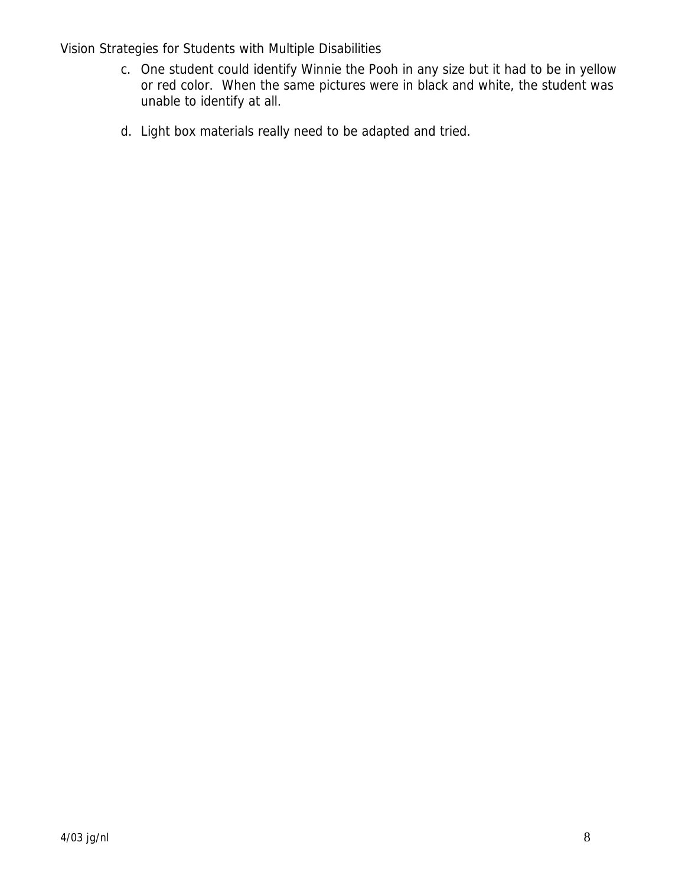c. One student could identify Winnie the Pooh in any size but it had to be in yellow or red color. When the same pictures were in black and white, the student was unable to identify at all.

d. Light box materials really need to be adapted and tried.